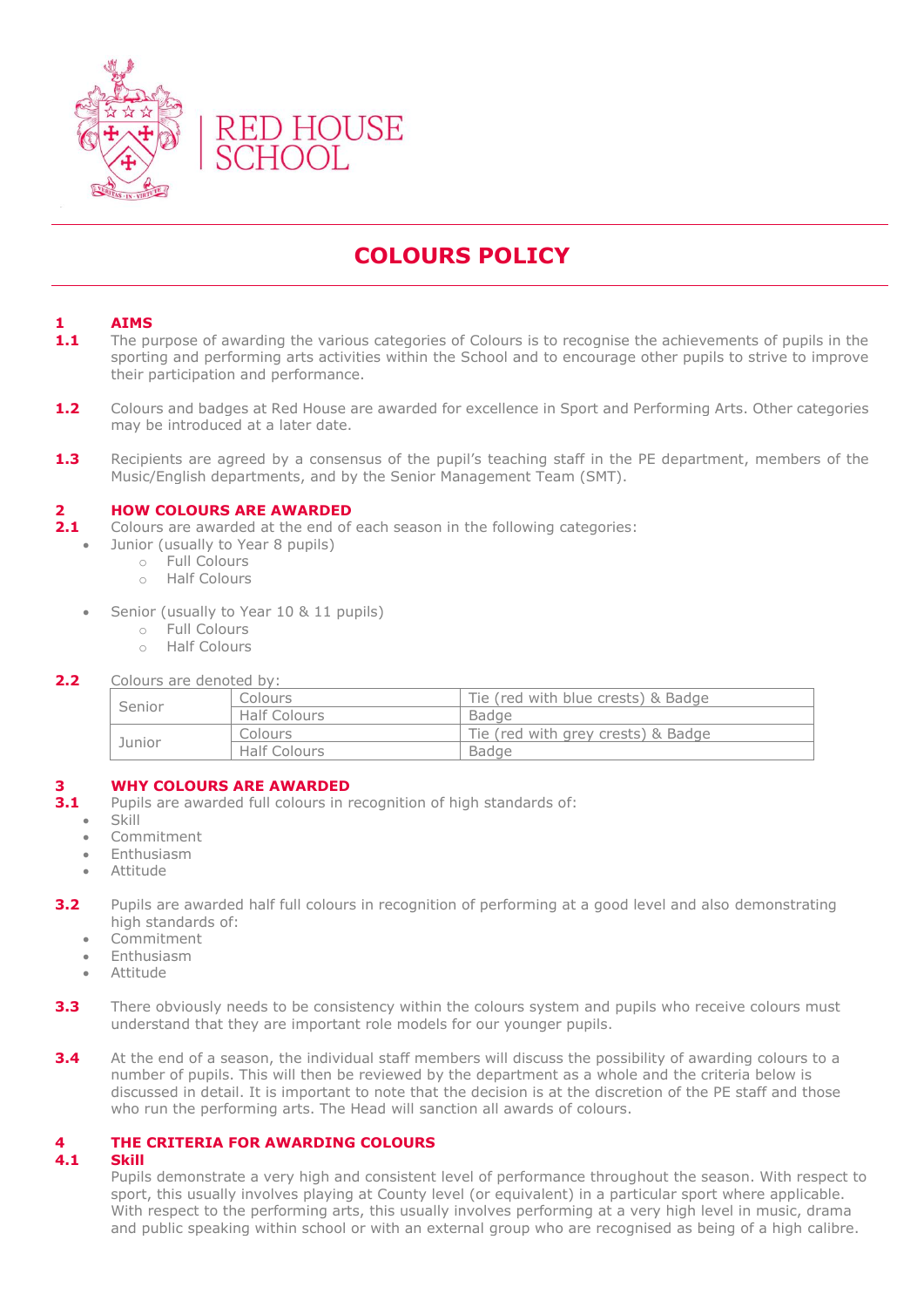RED HOUSE SCHOOL

# COLOURS POLICY

## 1 AIMS

**1.1** The purpose of awarding the various categories of Colours is to recognise the achievements of pupils in the sporting and performing arts activities within the School and to encourage other pupils to strive to improve their participation and performance.

**1.2** Colours and badges at Red House are awarded for excellence in Sport and Performing Arts. Other categories may be introduced at a later date.

**1.3** Recipients are agreed by a consensus of the pupil's teaching staff in the PE department, members of the Music/English departments, and by the Senior Management Team (SMT).

## 2 HOW COLOURS ARE AWARDED

**2.1** Colours are awarded at the end of each season in the following categories:

- Junior (usually to Year 8 pupils)
  - Full Colours
  - Half Colours
- Senior (usually to Year 10 & 11 pupils)
  - Full Colours
  - Half Colours

**2.2** Colours are denoted by:

| | | |
|---|---|---|
| Senior | Colours | Tie (red with blue crests) & Badge |
| | Half Colours | Badge |
| Junior | Colours | Tie (red with grey crests) & Badge |
| | Half Colours | Badge |

## 3 WHY COLOURS ARE AWARDED

**3.1** Pupils are awarded full colours in recognition of high standards of:

- Skill
- Commitment
- Enthusiasm
- Attitude

**3.2** Pupils are awarded half full colours in recognition of performing at a good level and also demonstrating high standards of:

- Commitment
- Enthusiasm
- Attitude

**3.3** There obviously needs to be consistency within the colours system and pupils who receive colours must understand that they are important role models for our younger pupils.

**3.4** At the end of a season, the individual staff members will discuss the possibility of awarding colours to a number of pupils. This will then be reviewed by the department as a whole and the criteria below is discussed in detail. It is important to note that the decision is at the discretion of the PE staff and those who run the performing arts. The Head will sanction all awards of colours.

## 4 THE CRITERIA FOR AWARDING COLOURS

### 4.1 Skill

Pupils demonstrate a very high and consistent level of performance throughout the season. With respect to sport, this usually involves playing at County level (or equivalent) in a particular sport where applicable. With respect to the performing arts, this usually involves performing at a very high level in music, drama and public speaking within school or with an external group who are recognised as being of a high calibre.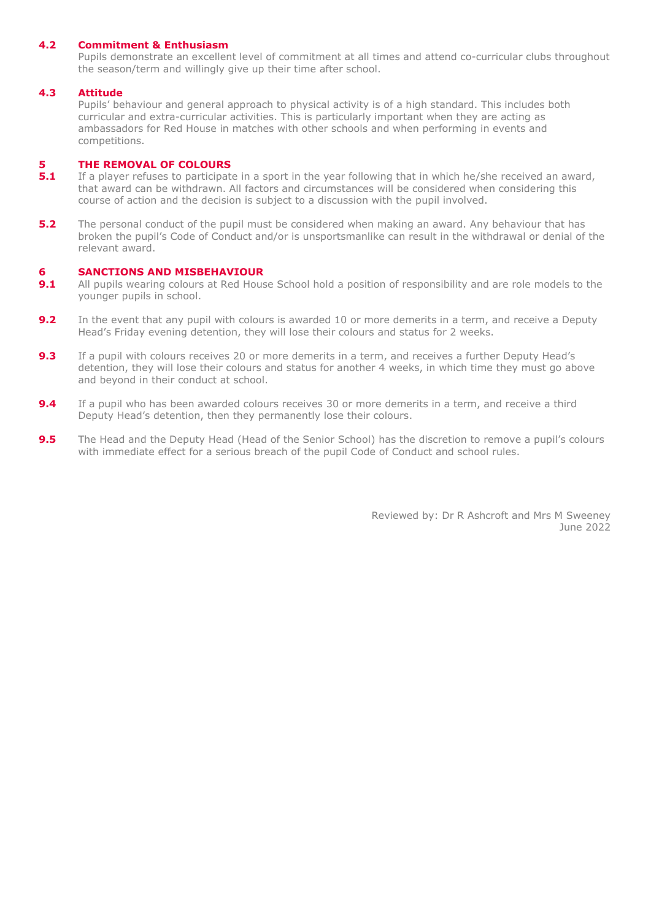**4.2 Commitment & Enthusiasm**

Pupils demonstrate an excellent level of commitment at all times and attend co-curricular clubs throughout the season/term and willingly give up their time after school.

**4.3 Attitude**

Pupils' behaviour and general approach to physical activity is of a high standard. This includes both curricular and extra-curricular activities. This is particularly important when they are acting as ambassadors for Red House in matches with other schools and when performing in events and competitions.

## 5 THE REMOVAL OF COLOURS

**5.1** If a player refuses to participate in a sport in the year following that in which he/she received an award, that award can be withdrawn. All factors and circumstances will be considered when considering this course of action and the decision is subject to a discussion with the pupil involved.

**5.2** The personal conduct of the pupil must be considered when making an award. Any behaviour that has broken the pupil's Code of Conduct and/or is unsportsmanlike can result in the withdrawal or denial of the relevant award.

## 6 SANCTIONS AND MISBEHAVIOUR

**9.1** All pupils wearing colours at Red House School hold a position of responsibility and are role models to the younger pupils in school.

**9.2** In the event that any pupil with colours is awarded 10 or more demerits in a term, and receive a Deputy Head's Friday evening detention, they will lose their colours and status for 2 weeks.

**9.3** If a pupil with colours receives 20 or more demerits in a term, and receives a further Deputy Head's detention, they will lose their colours and status for another 4 weeks, in which time they must go above and beyond in their conduct at school.

**9.4** If a pupil who has been awarded colours receives 30 or more demerits in a term, and receive a third Deputy Head's detention, then they permanently lose their colours.

**9.5** The Head and the Deputy Head (Head of the Senior School) has the discretion to remove a pupil's colours with immediate effect for a serious breach of the pupil Code of Conduct and school rules.

Reviewed by: Dr R Ashcroft and Mrs M Sweeney
June 2022